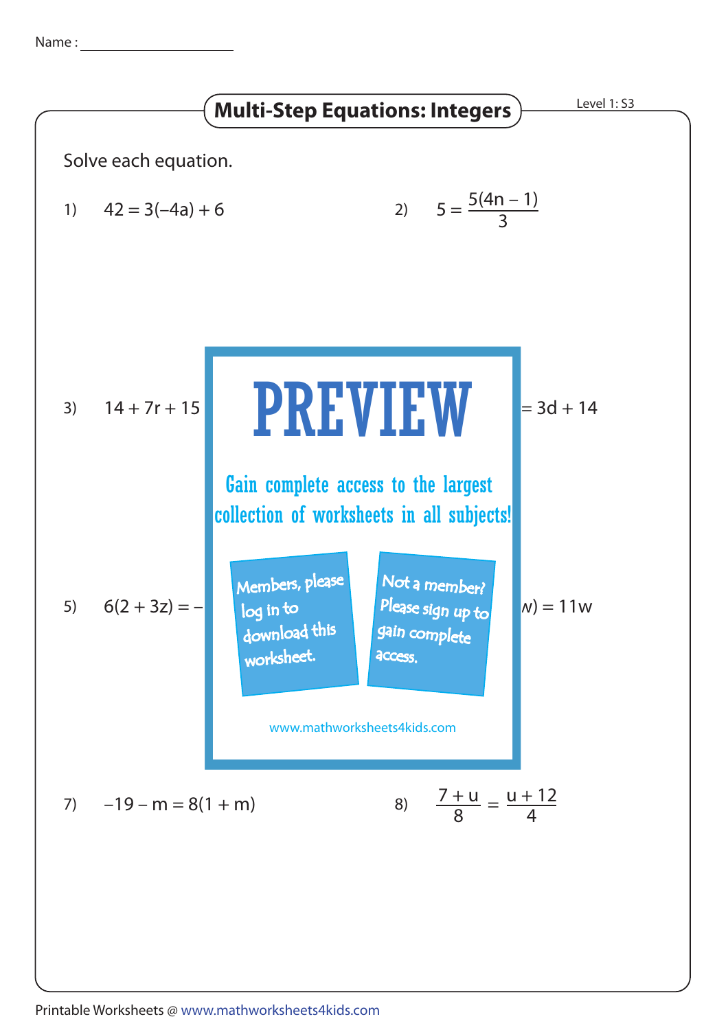Name : ____________________

## Multi-Step Equations: Integers

Level 1: S3

Solve each equation.

1) $42 = 3(-4a) + 6$

2) $5 = \dfrac{5(4n - 1)}{3}$

3) $14 + 7r + 15$ ... $= 3d + 14$

**PREVIEW**

Gain complete access to the largest collection of worksheets in all subjects!

Members, please log in to download this worksheet.

Not a member? Please sign up to gain complete access.

www.mathworksheets4kids.com

5) $6(2 + 3z) = -$ ... $w) = 11w$

7) $-19 - m = 8(1 + m)$

8) $\dfrac{7 + u}{8} = \dfrac{u + 12}{4}$

Printable Worksheets @ www.mathworksheets4kids.com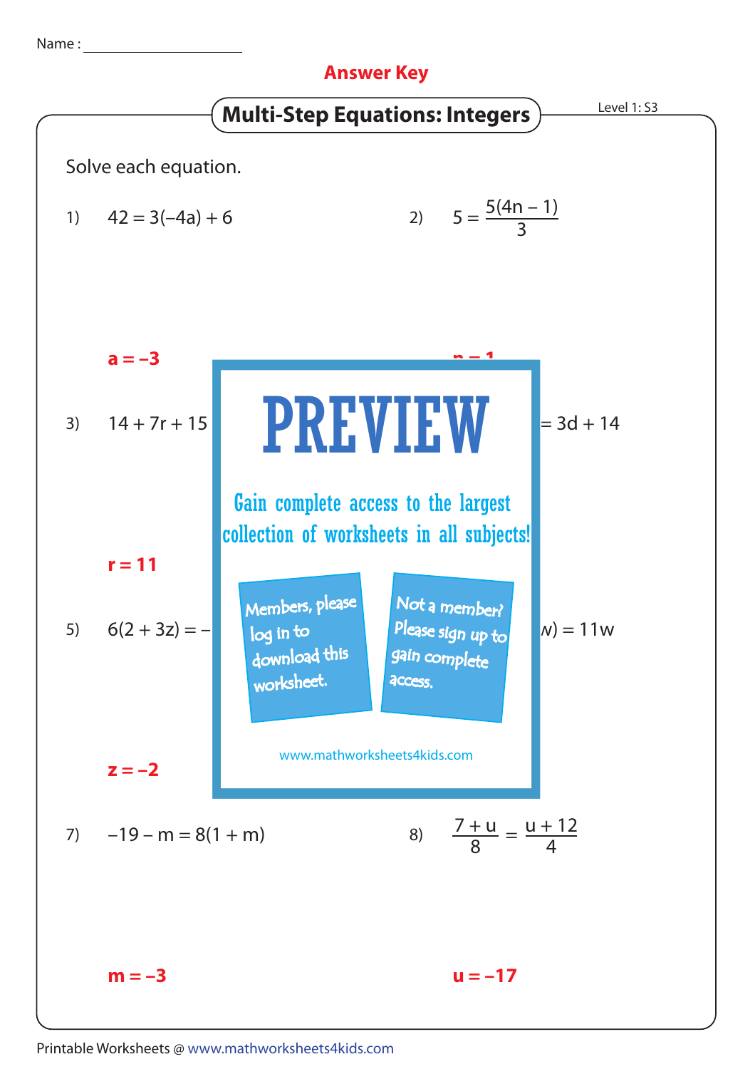Name :

**Answer Key**

## Multi-Step Equations: Integers

Level 1: S3

Solve each equation.

1) $42 = 3(-4a) + 6$

**$a = -3$**

2) $5 = \dfrac{5(4n - 1)}{3}$

**$n = 1$**

3) $14 + 7r + 15$

**$r = 11$**

4) $= 3d + 14$

5) $6(2 + 3z) = -$

**$z = -2$**

6) $w) = 11w$

# PREVIEW

Gain complete access to the largest collection of worksheets in all subjects!

Members, please log in to download this worksheet.

Not a member? Please sign up to gain complete access.

www.mathworksheets4kids.com

7) $-19 - m = 8(1 + m)$

**$m = -3$**

8) $\dfrac{7 + u}{8} = \dfrac{u + 12}{4}$

**$u = -17$**

Printable Worksheets @ www.mathworksheets4kids.com